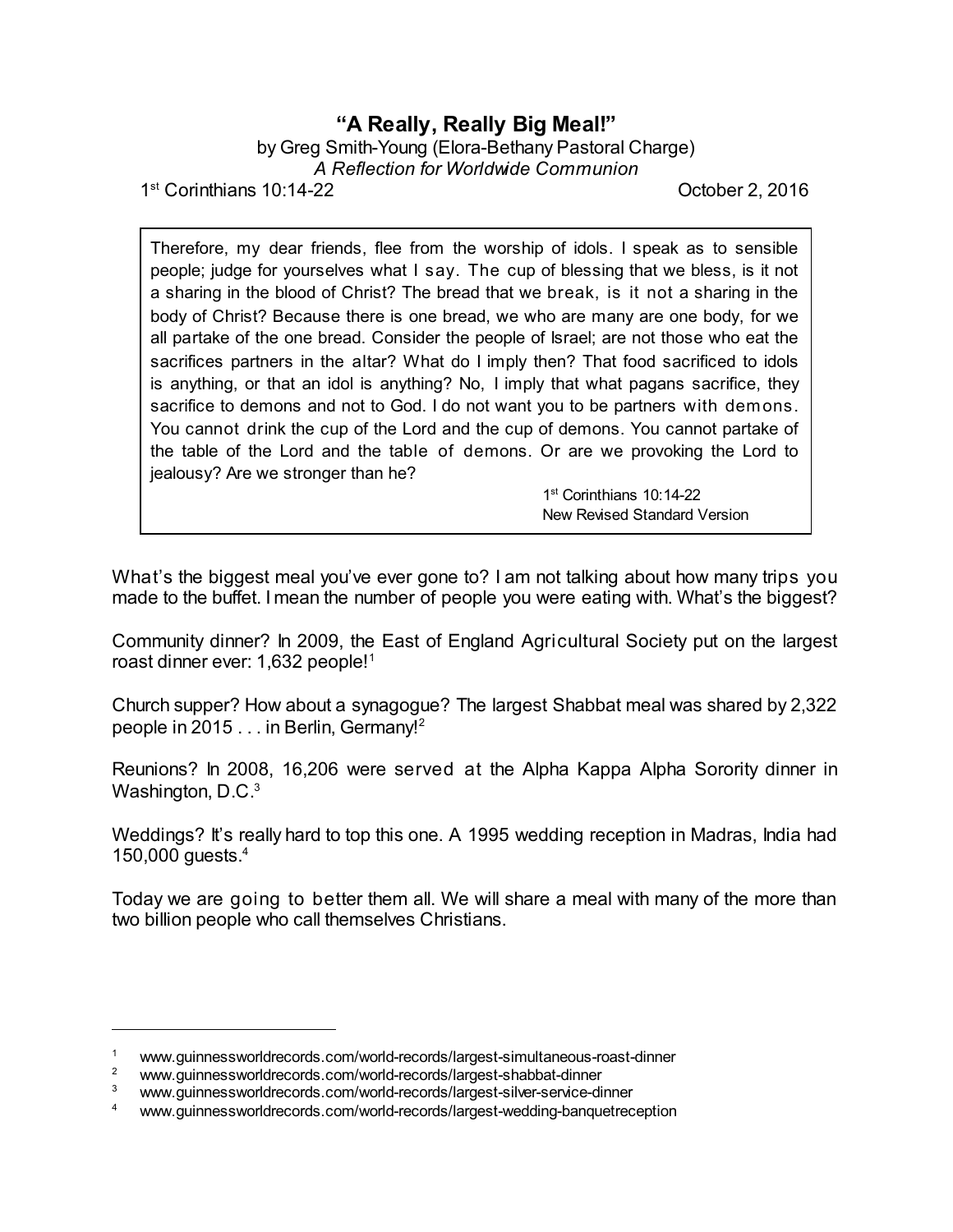# "A Really, Really Big Meal!"

by Greg Smith-Young (Elora-Bethany Pastoral Charge)

*A Reflection for Worldwide Communion*

1st Corinthians 10:14-22 — October 2, 2016

> Therefore, my dear friends, flee from the worship of idols. I speak as to sensible people; judge for yourselves what I say. The cup of blessing that we bless, is it not a sharing in the blood of Christ? The bread that we break, is it not a sharing in the body of Christ? Because there is one bread, we who are many are one body, for we all partake of the one bread. Consider the people of Israel; are not those who eat the sacrifices partners in the altar? What do I imply then? That food sacrificed to idols is anything, or that an idol is anything? No, I imply that what pagans sacrifice, they sacrifice to demons and not to God. I do not want you to be partners with demons. You cannot drink the cup of the Lord and the cup of demons. You cannot partake of the table of the Lord and the table of demons. Or are we provoking the Lord to jealousy? Are we stronger than he?
>
> 1st Corinthians 10:14-22
> New Revised Standard Version

What's the biggest meal you've ever gone to? I am not talking about how many trips you made to the buffet. I mean the number of people you were eating with. What's the biggest?

Community dinner? In 2009, the East of England Agricultural Society put on the largest roast dinner ever: 1,632 people![1]

Church supper? How about a synagogue? The largest Shabbat meal was shared by 2,322 people in 2015 . . . in Berlin, Germany![2]

Reunions? In 2008, 16,206 were served at the Alpha Kappa Alpha Sorority dinner in Washington, D.C.[3]

Weddings? It's really hard to top this one. A 1995 wedding reception in Madras, India had 150,000 guests.[4]

Today we are going to better them all. We will share a meal with many of the more than two billion people who call themselves Christians.

---

[1] www.guinnessworldrecords.com/world-records/largest-simultaneous-roast-dinner

[2] www.guinnessworldrecords.com/world-records/largest-shabbat-dinner

[3] www.guinnessworldrecords.com/world-records/largest-silver-service-dinner

[4] www.guinnessworldrecords.com/world-records/largest-wedding-banquetreception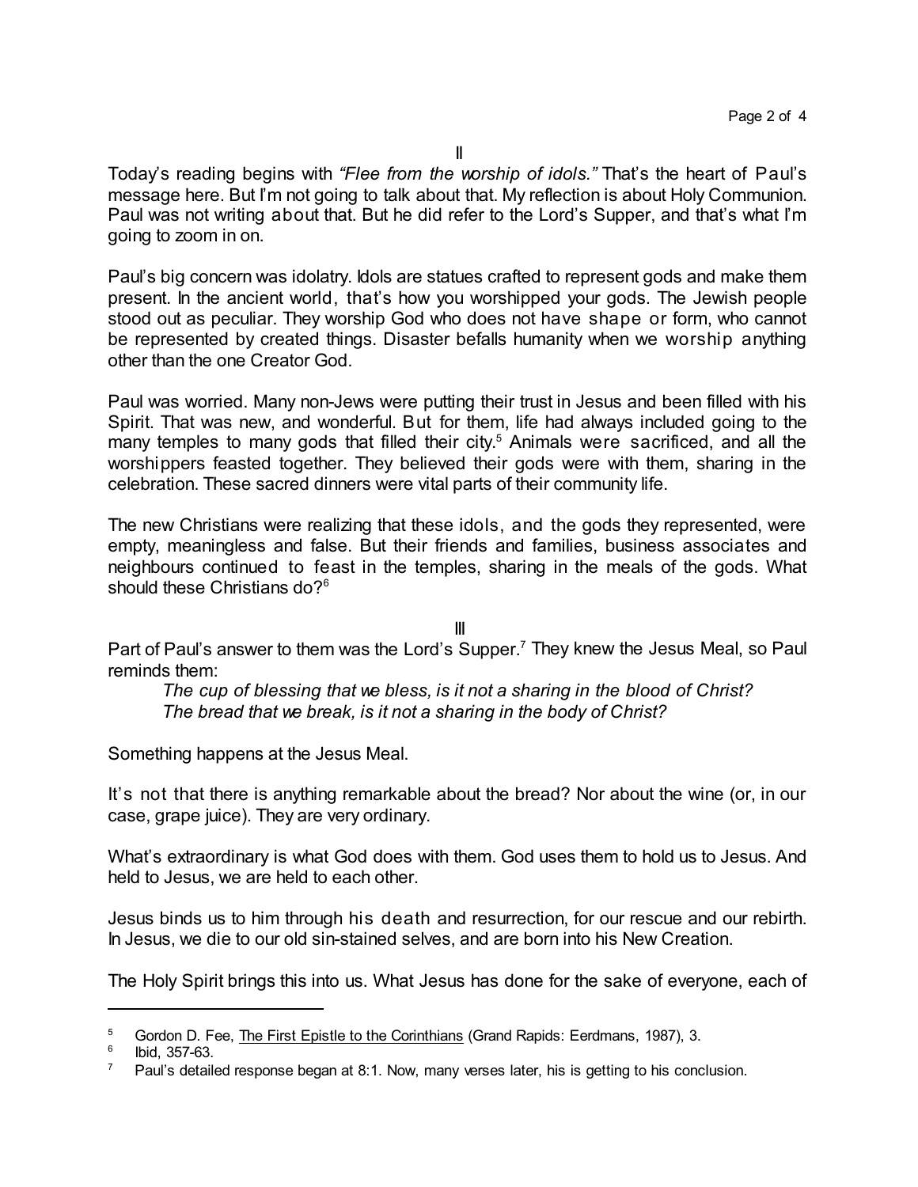II

Today's reading begins with *"Flee from the worship of idols."* That's the heart of Paul's message here. But I'm not going to talk about that. My reflection is about Holy Communion. Paul was not writing about that. But he did refer to the Lord's Supper, and that's what I'm going to zoom in on.

Paul's big concern was idolatry. Idols are statues crafted to represent gods and make them present. In the ancient world, that's how you worshipped your gods. The Jewish people stood out as peculiar. They worship God who does not have shape or form, who cannot be represented by created things. Disaster befalls humanity when we worship anything other than the one Creator God.

Paul was worried. Many non-Jews were putting their trust in Jesus and been filled with his Spirit. That was new, and wonderful. But for them, life had always included going to the many temples to many gods that filled their city.[5] Animals were sacrificed, and all the worshippers feasted together. They believed their gods were with them, sharing in the celebration. These sacred dinners were vital parts of their community life.

The new Christians were realizing that these idols, and the gods they represented, were empty, meaningless and false. But their friends and families, business associates and neighbours continued to feast in the temples, sharing in the meals of the gods. What should these Christians do?[6]

III

Part of Paul's answer to them was the Lord's Supper.[7] They knew the Jesus Meal, so Paul reminds them:

> *The cup of blessing that we bless, is it not a sharing in the blood of Christ?*
> *The bread that we break, is it not a sharing in the body of Christ?*

Something happens at the Jesus Meal.

It's not that there is anything remarkable about the bread? Nor about the wine (or, in our case, grape juice). They are very ordinary.

What's extraordinary is what God does with them. God uses them to hold us to Jesus. And held to Jesus, we are held to each other.

Jesus binds us to him through his death and resurrection, for our rescue and our rebirth. In Jesus, we die to our old sin-stained selves, and are born into his New Creation.

The Holy Spirit brings this into us. What Jesus has done for the sake of everyone, each of

---

[5] Gordon D. Fee, The First Epistle to the Corinthians (Grand Rapids: Eerdmans, 1987), 3.

[6] Ibid, 357-63.

[7] Paul's detailed response began at 8:1. Now, many verses later, his is getting to his conclusion.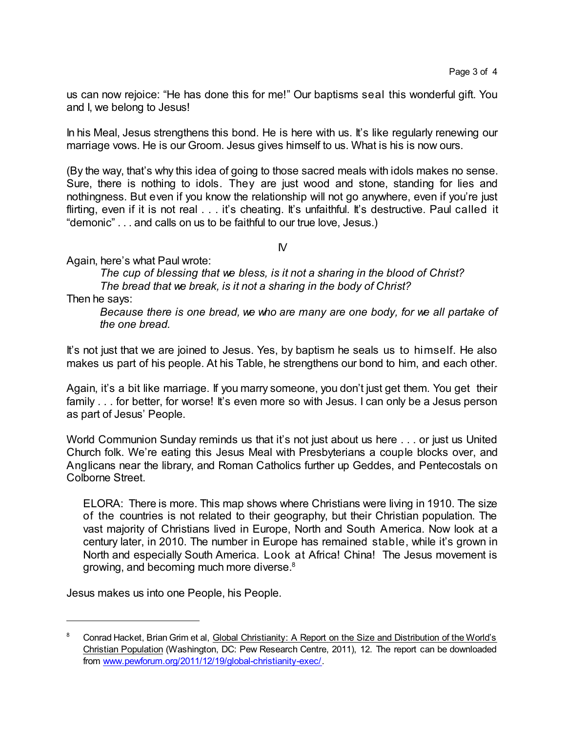us can now rejoice: "He has done this for me!" Our baptisms seal this wonderful gift. You and I, we belong to Jesus!

In his Meal, Jesus strengthens this bond. He is here with us. It's like regularly renewing our marriage vows. He is our Groom. Jesus gives himself to us. What is his is now ours.

(By the way, that's why this idea of going to those sacred meals with idols makes no sense. Sure, there is nothing to idols. They are just wood and stone, standing for lies and nothingness. But even if you know the relationship will not go anywhere, even if you're just flirting, even if it is not real . . . it's cheating. It's unfaithful. It's destructive. Paul called it "demonic" . . . and calls on us to be faithful to our true love, Jesus.)

## IV

Again, here's what Paul wrote:

> *The cup of blessing that we bless, is it not a sharing in the blood of Christ?*
> *The bread that we break, is it not a sharing in the body of Christ?*

Then he says:

> *Because there is one bread, we who are many are one body, for we all partake of the one bread.*

It's not just that we are joined to Jesus. Yes, by baptism he seals us to himself. He also makes us part of his people. At his Table, he strengthens our bond to him, and each other.

Again, it's a bit like marriage. If you marry someone, you don't just get them. You get their family . . . for better, for worse! It's even more so with Jesus. I can only be a Jesus person as part of Jesus' People.

World Communion Sunday reminds us that it's not just about us here . . . or just us United Church folk. We're eating this Jesus Meal with Presbyterians a couple blocks over, and Anglicans near the library, and Roman Catholics further up Geddes, and Pentecostals on Colborne Street.

> ELORA: There is more. This map shows where Christians were living in 1910. The size of the countries is not related to their geography, but their Christian population. The vast majority of Christians lived in Europe, North and South America. Now look at a century later, in 2010. The number in Europe has remained stable, while it's grown in North and especially South America. Look at Africa! China! The Jesus movement is growing, and becoming much more diverse.[8]

Jesus makes us into one People, his People.

---

[8] Conrad Hacket, Brian Grim et al, Global Christianity: A Report on the Size and Distribution of the World's Christian Population (Washington, DC: Pew Research Centre, 2011), 12. The report can be downloaded from www.pewforum.org/2011/12/19/global-christianity-exec/.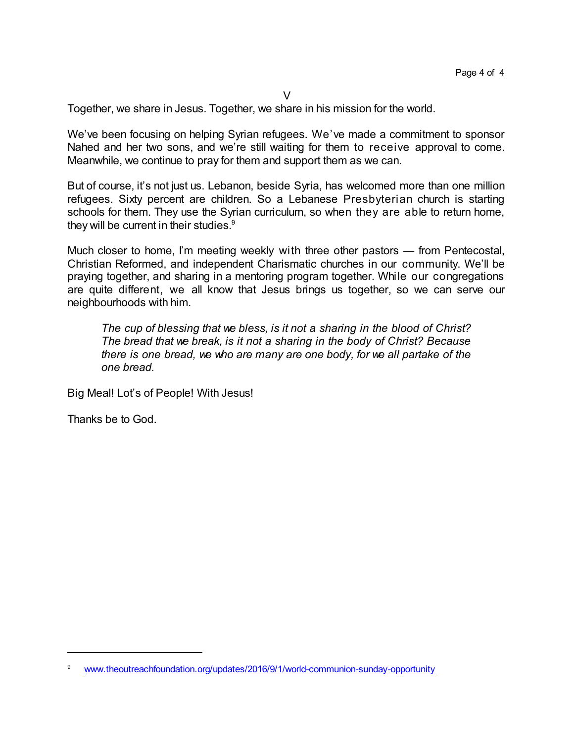V

Together, we share in Jesus. Together, we share in his mission for the world.

We've been focusing on helping Syrian refugees. We've made a commitment to sponsor Nahed and her two sons, and we're still waiting for them to receive approval to come. Meanwhile, we continue to pray for them and support them as we can.

But of course, it's not just us. Lebanon, beside Syria, has welcomed more than one million refugees. Sixty percent are children. So a Lebanese Presbyterian church is starting schools for them. They use the Syrian curriculum, so when they are able to return home, they will be current in their studies.[9]

Much closer to home, I'm meeting weekly with three other pastors — from Pentecostal, Christian Reformed, and independent Charismatic churches in our community. We'll be praying together, and sharing in a mentoring program together. While our congregations are quite different, we all know that Jesus brings us together, so we can serve our neighbourhoods with him.

> *The cup of blessing that we bless, is it not a sharing in the blood of Christ? The bread that we break, is it not a sharing in the body of Christ? Because there is one bread, we who are many are one body, for we all partake of the one bread.*

Big Meal! Lot's of People! With Jesus!

Thanks be to God.

---

[9] www.theoutreachfoundation.org/updates/2016/9/1/world-communion-sunday-opportunity